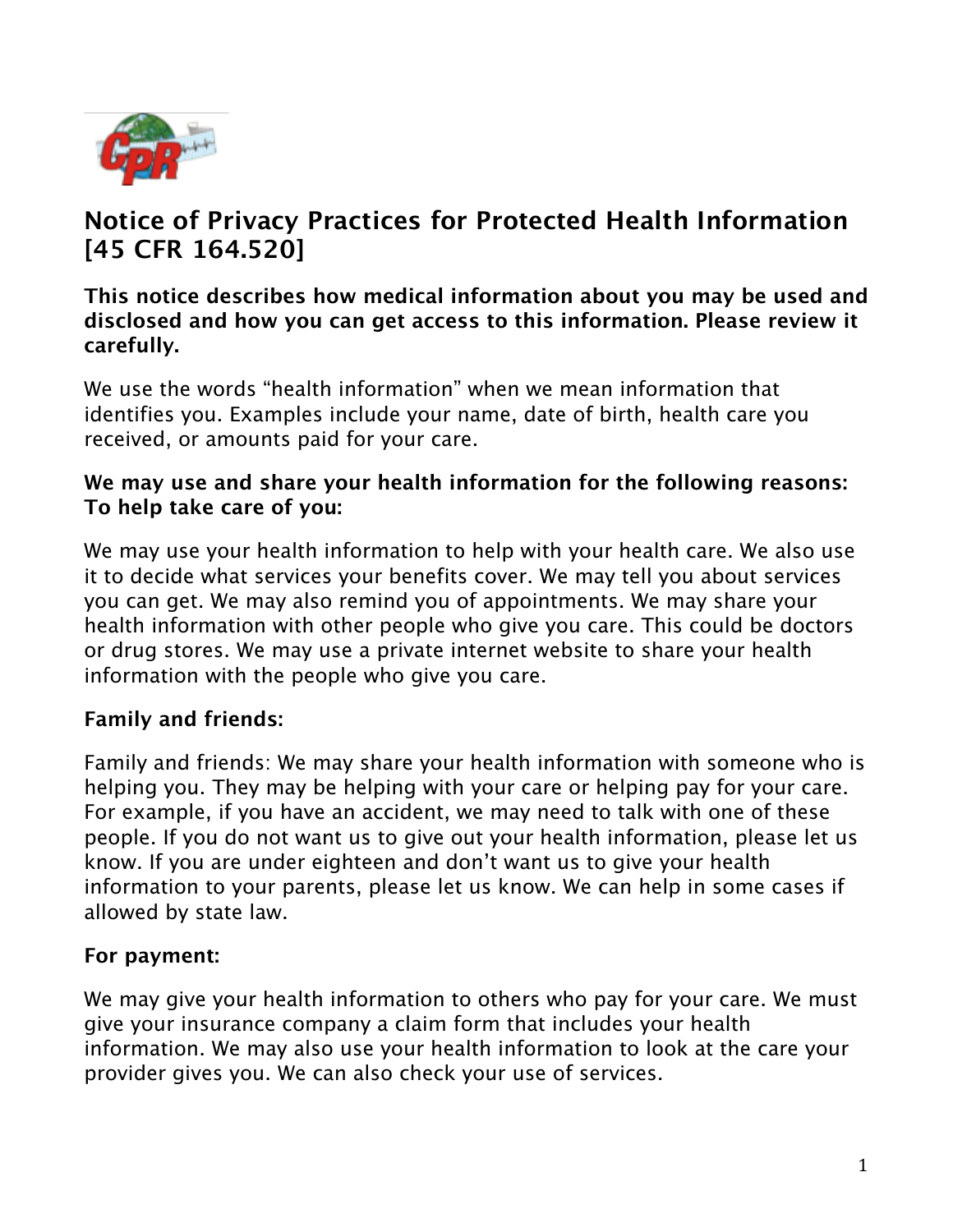# Notice of Privacy Practices for Protected Health Information [45 CFR 164.520]

**This notice describes how medical information about you may be used and disclosed and how you can get access to this information. Please review it carefully.**

We use the words "health information" when we mean information that identifies you. Examples include your name, date of birth, health care you received, or amounts paid for your care.

**We may use and share your health information for the following reasons: To help take care of you:**

We may use your health information to help with your health care. We also use it to decide what services your benefits cover. We may tell you about services you can get. We may also remind you of appointments. We may share your health information with other people who give you care. This could be doctors or drug stores. We may use a private internet website to share your health information with the people who give you care.

**Family and friends:**

Family and friends: We may share your health information with someone who is helping you. They may be helping with your care or helping pay for your care. For example, if you have an accident, we may need to talk with one of these people. If you do not want us to give out your health information, please let us know. If you are under eighteen and don't want us to give your health information to your parents, please let us know. We can help in some cases if allowed by state law.

**For payment:**

We may give your health information to others who pay for your care. We must give your insurance company a claim form that includes your health information. We may also use your health information to look at the care your provider gives you. We can also check your use of services.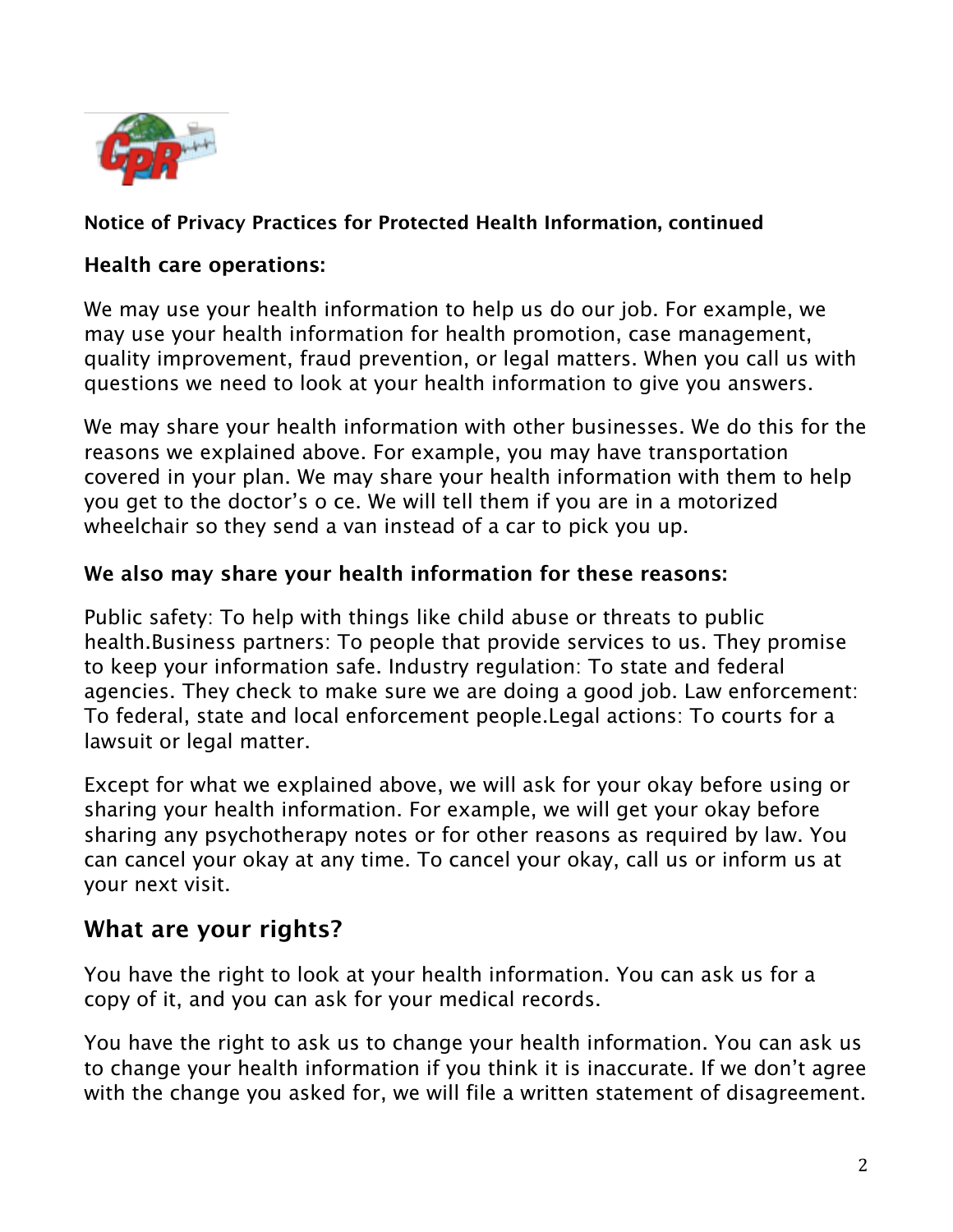**Notice of Privacy Practices for Protected Health Information, continued**

### Health care operations:

We may use your health information to help us do our job. For example, we may use your health information for health promotion, case management, quality improvement, fraud prevention, or legal matters. When you call us with questions we need to look at your health information to give you answers.

We may share your health information with other businesses. We do this for the reasons we explained above. For example, you may have transportation covered in your plan. We may share your health information with them to help you get to the doctor's o ce. We will tell them if you are in a motorized wheelchair so they send a van instead of a car to pick you up.

**We also may share your health information for these reasons:**

Public safety: To help with things like child abuse or threats to public health.Business partners: To people that provide services to us. They promise to keep your information safe. Industry regulation: To state and federal agencies. They check to make sure we are doing a good job. Law enforcement: To federal, state and local enforcement people.Legal actions: To courts for a lawsuit or legal matter.

Except for what we explained above, we will ask for your okay before using or sharing your health information. For example, we will get your okay before sharing any psychotherapy notes or for other reasons as required by law. You can cancel your okay at any time. To cancel your okay, call us or inform us at your next visit.

## What are your rights?

You have the right to look at your health information. You can ask us for a copy of it, and you can ask for your medical records.

You have the right to ask us to change your health information. You can ask us to change your health information if you think it is inaccurate. If we don't agree with the change you asked for, we will file a written statement of disagreement.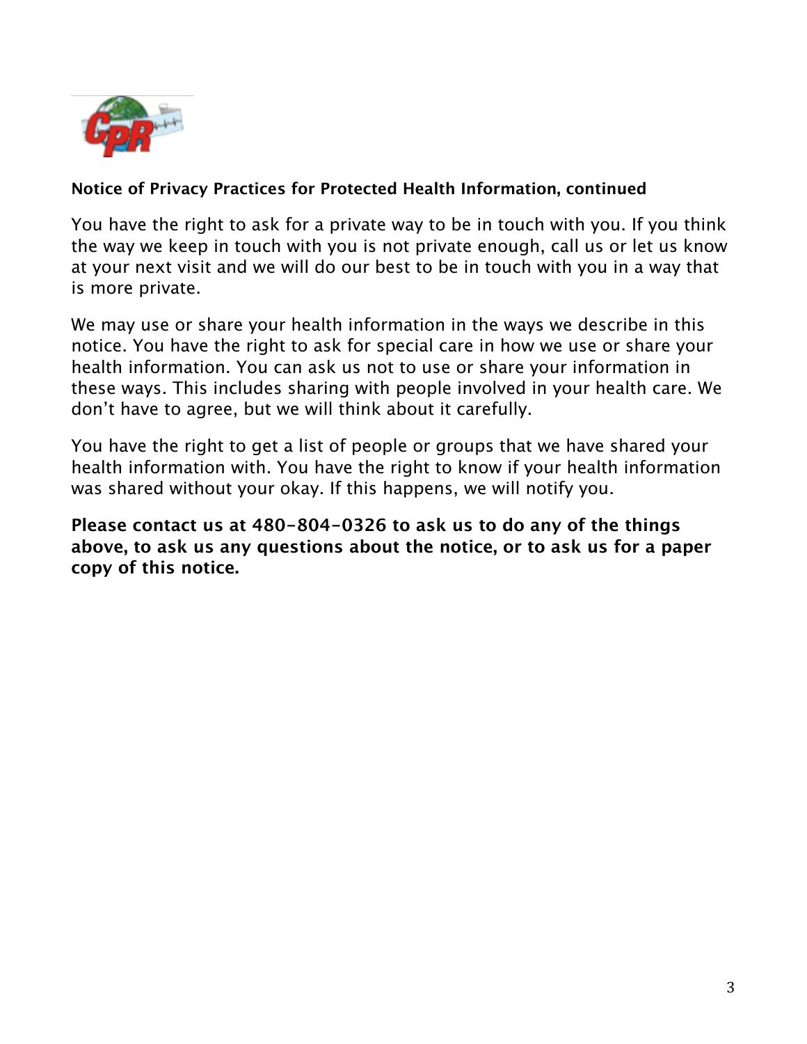**Notice of Privacy Practices for Protected Health Information, continued**

You have the right to ask for a private way to be in touch with you. If you think the way we keep in touch with you is not private enough, call us or let us know at your next visit and we will do our best to be in touch with you in a way that is more private.

We may use or share your health information in the ways we describe in this notice. You have the right to ask for special care in how we use or share your health information. You can ask us not to use or share your information in these ways. This includes sharing with people involved in your health care. We don't have to agree, but we will think about it carefully.

You have the right to get a list of people or groups that we have shared your health information with. You have the right to know if your health information was shared without your okay. If this happens, we will notify you.

**Please contact us at 480-804-0326 to ask us to do any of the things above, to ask us any questions about the notice, or to ask us for a paper copy of this notice.**